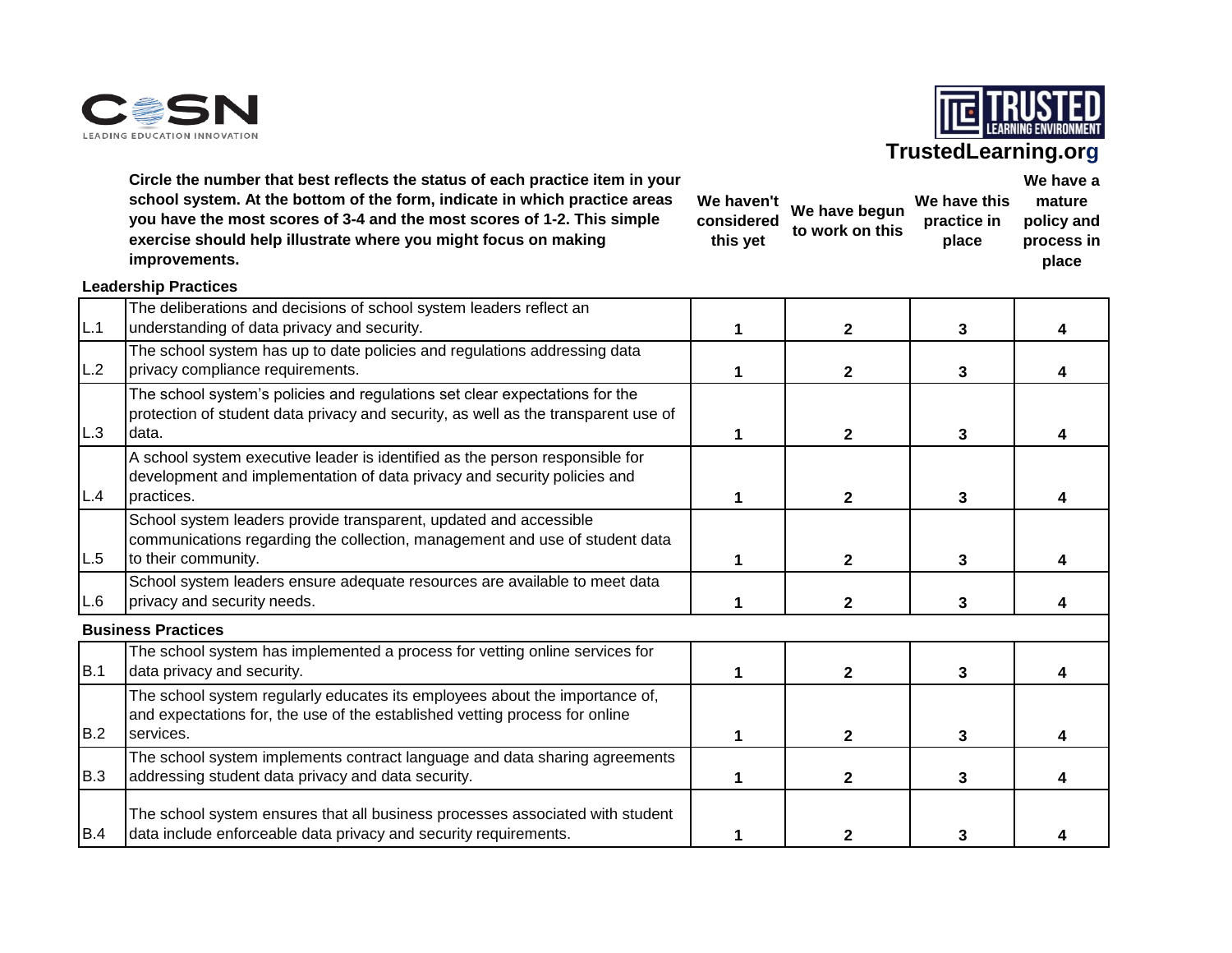CoSN LEADING EDUCATION INNOVATION

TRUSTED LEARNING ENVIRONMENT

TrustedLearning.org

**Circle the number that best reflects the status of each practice item in your school system. At the bottom of the form, indicate in which practice areas you have the most scores of 3-4 and the most scores of 1-2. This simple exercise should help illustrate where you might focus on making improvements.**

| | | We haven't considered this yet | We have begun to work on this | We have this practice in place | We have a mature policy and process in place |
|---|---|---|---|---|---|
| **Leadership Practices** | | | | | |
| L.1 | The deliberations and decisions of school system leaders reflect an understanding of data privacy and security. | 1 | 2 | 3 | 4 |
| L.2 | The school system has up to date policies and regulations addressing data privacy compliance requirements. | 1 | 2 | 3 | 4 |
| L.3 | The school system's policies and regulations set clear expectations for the protection of student data privacy and security, as well as the transparent use of data. | 1 | 2 | 3 | 4 |
| L.4 | A school system executive leader is identified as the person responsible for development and implementation of data privacy and security policies and practices. | 1 | 2 | 3 | 4 |
| L.5 | School system leaders provide transparent, updated and accessible communications regarding the collection, management and use of student data to their community. | 1 | 2 | 3 | 4 |
| L.6 | School system leaders ensure adequate resources are available to meet data privacy and security needs. | 1 | 2 | 3 | 4 |
| **Business Practices** | | | | | |
| B.1 | The school system has implemented a process for vetting online services for data privacy and security. | 1 | 2 | 3 | 4 |
| B.2 | The school system regularly educates its employees about the importance of, and expectations for, the use of the established vetting process for online services. | 1 | 2 | 3 | 4 |
| B.3 | The school system implements contract language and data sharing agreements addressing student data privacy and data security. | 1 | 2 | 3 | 4 |
| B.4 | The school system ensures that all business processes associated with student data include enforceable data privacy and security requirements. | 1 | 2 | 3 | 4 |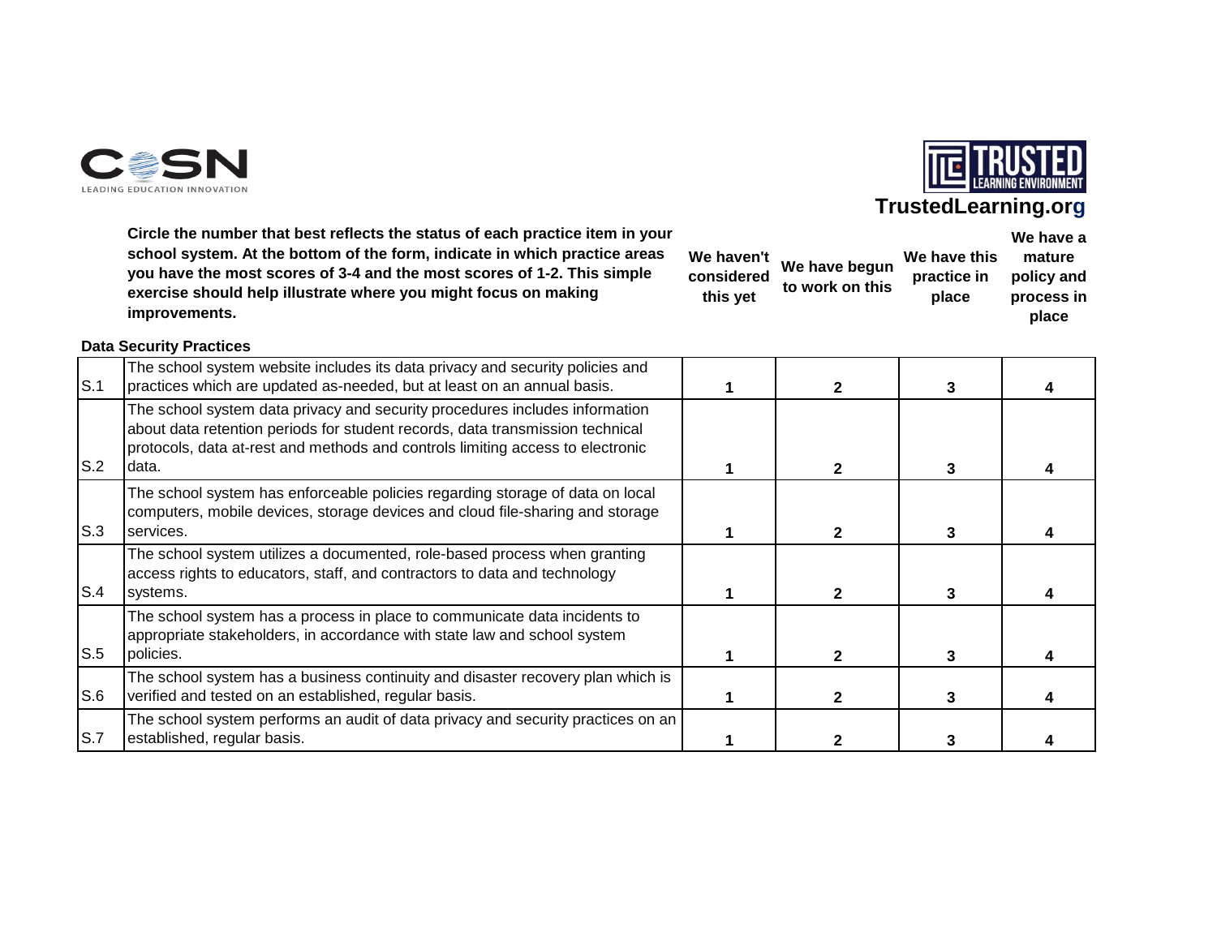Circle the number that best reflects the status of each practice item in your school system. At the bottom of the form, indicate in which practice areas you have the most scores of 3-4 and the most scores of 1-2. This simple exercise should help illustrate where you might focus on making improvements.

**Data Security Practices**

| | | We haven't considered this yet | We have begun to work on this | We have this practice in place | We have a mature policy and process in place |
|---|---|---|---|---|---|
| S.1 | The school system website includes its data privacy and security policies and practices which are updated as-needed, but at least on an annual basis. | 1 | 2 | 3 | 4 |
| S.2 | The school system data privacy and security procedures includes information about data retention periods for student records, data transmission technical protocols, data at-rest and methods and controls limiting access to electronic data. | 1 | 2 | 3 | 4 |
| S.3 | The school system has enforceable policies regarding storage of data on local computers, mobile devices, storage devices and cloud file-sharing and storage services. | 1 | 2 | 3 | 4 |
| S.4 | The school system utilizes a documented, role-based process when granting access rights to educators, staff, and contractors to data and technology systems. | 1 | 2 | 3 | 4 |
| S.5 | The school system has a process in place to communicate data incidents to appropriate stakeholders, in accordance with state law and school system policies. | 1 | 2 | 3 | 4 |
| S.6 | The school system has a business continuity and disaster recovery plan which is verified and tested on an established, regular basis. | 1 | 2 | 3 | 4 |
| S.7 | The school system performs an audit of data privacy and security practices on an established, regular basis. | 1 | 2 | 3 | 4 |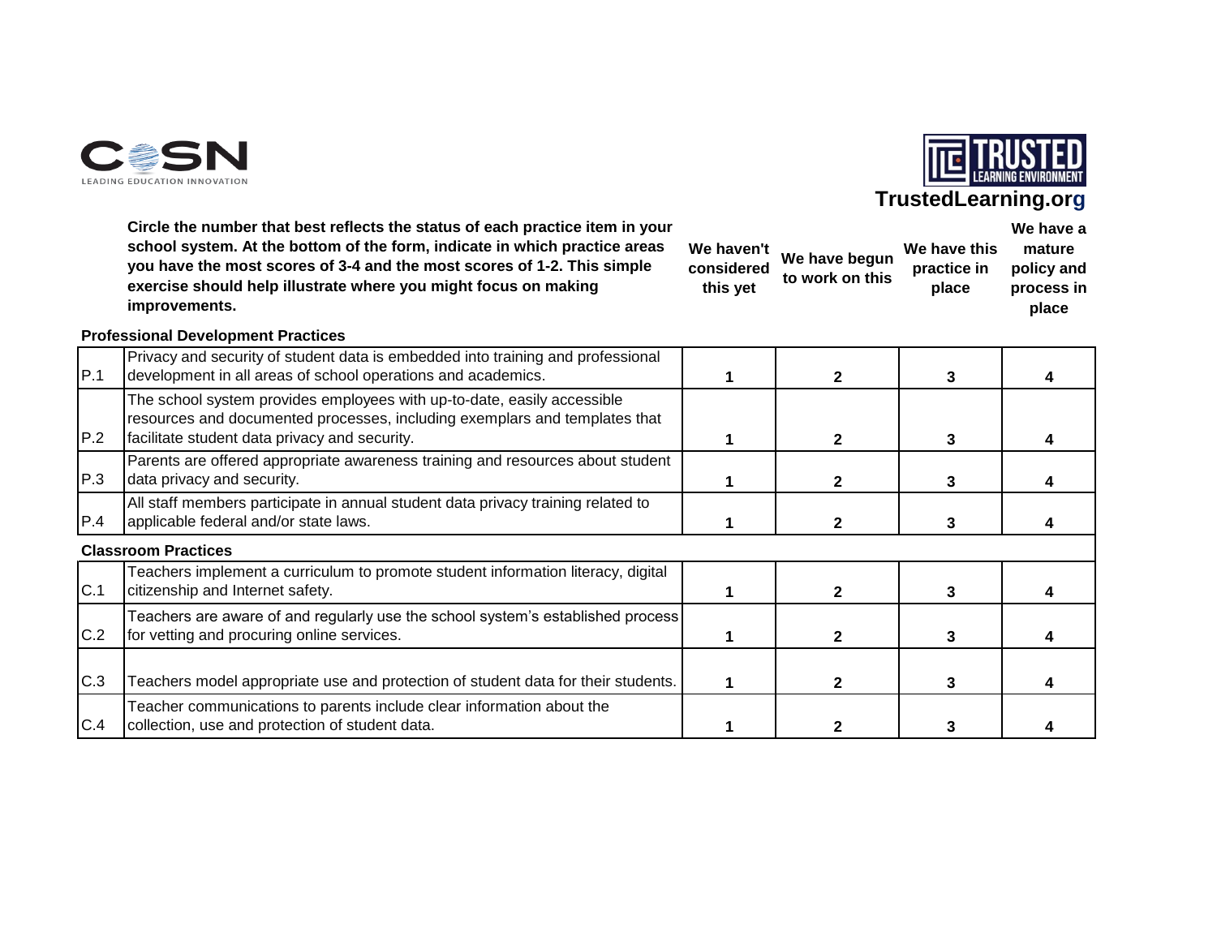COSN
LEADING EDUCATION INNOVATION

TRUSTED LEARNING ENVIRONMENT
TrustedLearning.org

**Circle the number that best reflects the status of each practice item in your school system. At the bottom of the form, indicate in which practice areas you have the most scores of 3-4 and the most scores of 1-2. This simple exercise should help illustrate where you might focus on making improvements.**

| | | We haven't considered this yet | We have begun to work on this | We have this practice in place | We have a mature policy and process in place |
|---|---|---|---|---|---|
| **Professional Development Practices** | | | | | |
| P.1 | Privacy and security of student data is embedded into training and professional development in all areas of school operations and academics. | 1 | 2 | 3 | 4 |
| P.2 | The school system provides employees with up-to-date, easily accessible resources and documented processes, including exemplars and templates that facilitate student data privacy and security. | 1 | 2 | 3 | 4 |
| P.3 | Parents are offered appropriate awareness training and resources about student data privacy and security. | 1 | 2 | 3 | 4 |
| P.4 | All staff members participate in annual student data privacy training related to applicable federal and/or state laws. | 1 | 2 | 3 | 4 |
| **Classroom Practices** | | | | | |
| C.1 | Teachers implement a curriculum to promote student information literacy, digital citizenship and Internet safety. | 1 | 2 | 3 | 4 |
| C.2 | Teachers are aware of and regularly use the school system's established process for vetting and procuring online services. | 1 | 2 | 3 | 4 |
| C.3 | Teachers model appropriate use and protection of student data for their students. | 1 | 2 | 3 | 4 |
| C.4 | Teacher communications to parents include clear information about the collection, use and protection of student data. | 1 | 2 | 3 | 4 |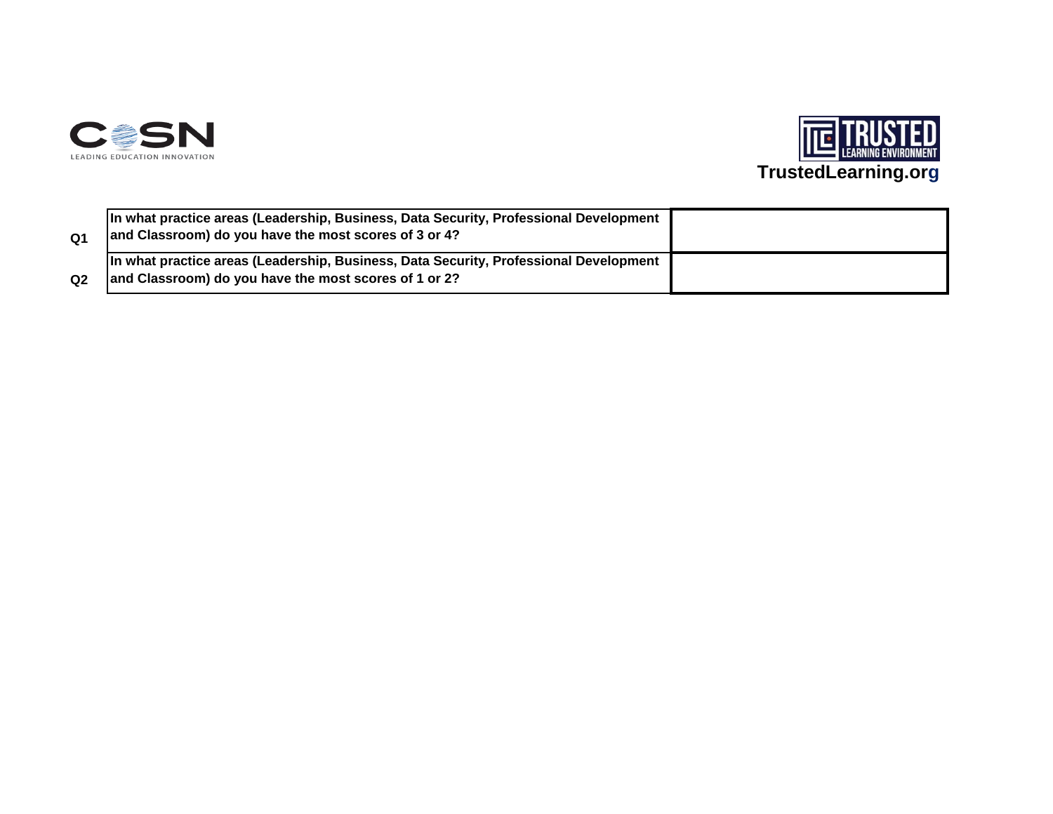TrustedLearning.org

| | | |
|---|---|---|
| Q1 | In what practice areas (Leadership, Business, Data Security, Professional Development and Classroom) do you have the most scores of 3 or 4? | |
| Q2 | In what practice areas (Leadership, Business, Data Security, Professional Development and Classroom) do you have the most scores of 1 or 2? | |